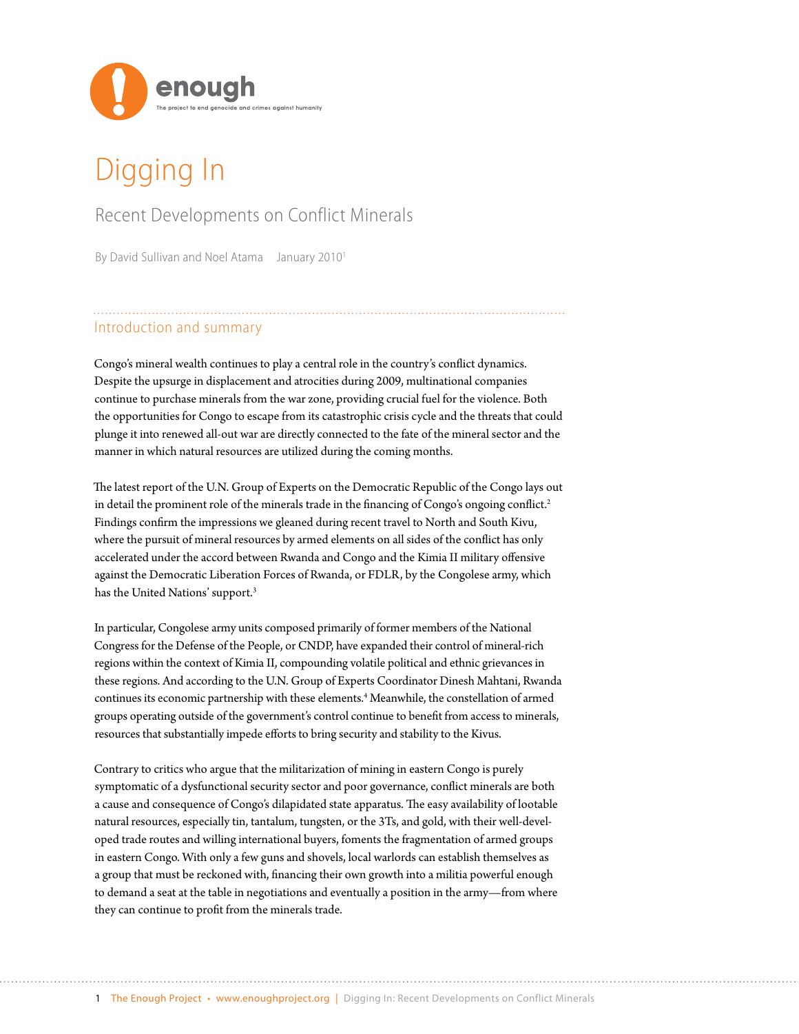enough

The project to end genocide and crimes against humanity

# Digging In

## Recent Developments on Conflict Minerals

By David Sullivan and Noel Atama    January 2010[1]

### Introduction and summary

Congo's mineral wealth continues to play a central role in the country's conflict dynamics. Despite the upsurge in displacement and atrocities during 2009, multinational companies continue to purchase minerals from the war zone, providing crucial fuel for the violence. Both the opportunities for Congo to escape from its catastrophic crisis cycle and the threats that could plunge it into renewed all-out war are directly connected to the fate of the mineral sector and the manner in which natural resources are utilized during the coming months.

The latest report of the U.N. Group of Experts on the Democratic Republic of the Congo lays out in detail the prominent role of the minerals trade in the financing of Congo's ongoing conflict.[2] Findings confirm the impressions we gleaned during recent travel to North and South Kivu, where the pursuit of mineral resources by armed elements on all sides of the conflict has only accelerated under the accord between Rwanda and Congo and the Kimia II military offensive against the Democratic Liberation Forces of Rwanda, or FDLR, by the Congolese army, which has the United Nations' support.[3]

In particular, Congolese army units composed primarily of former members of the National Congress for the Defense of the People, or CNDP, have expanded their control of mineral-rich regions within the context of Kimia II, compounding volatile political and ethnic grievances in these regions. And according to the U.N. Group of Experts Coordinator Dinesh Mahtani, Rwanda continues its economic partnership with these elements.[4] Meanwhile, the constellation of armed groups operating outside of the government's control continue to benefit from access to minerals, resources that substantially impede efforts to bring security and stability to the Kivus.

Contrary to critics who argue that the militarization of mining in eastern Congo is purely symptomatic of a dysfunctional security sector and poor governance, conflict minerals are both a cause and consequence of Congo's dilapidated state apparatus. The easy availability of lootable natural resources, especially tin, tantalum, tungsten, or the 3Ts, and gold, with their well-developed trade routes and willing international buyers, foments the fragmentation of armed groups in eastern Congo. With only a few guns and shovels, local warlords can establish themselves as a group that must be reckoned with, financing their own growth into a militia powerful enough to demand a seat at the table in negotiations and eventually a position in the army—from where they can continue to profit from the minerals trade.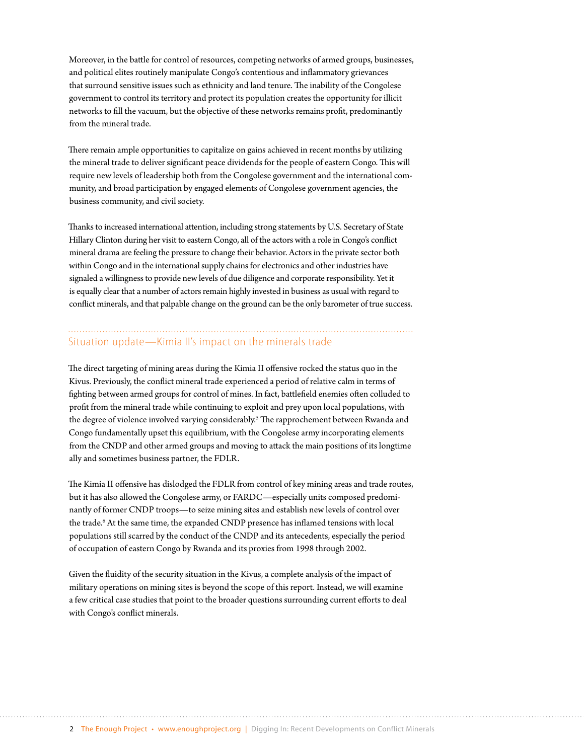Moreover, in the battle for control of resources, competing networks of armed groups, businesses, and political elites routinely manipulate Congo's contentious and inflammatory grievances that surround sensitive issues such as ethnicity and land tenure. The inability of the Congolese government to control its territory and protect its population creates the opportunity for illicit networks to fill the vacuum, but the objective of these networks remains profit, predominantly from the mineral trade.

There remain ample opportunities to capitalize on gains achieved in recent months by utilizing the mineral trade to deliver significant peace dividends for the people of eastern Congo. This will require new levels of leadership both from the Congolese government and the international community, and broad participation by engaged elements of Congolese government agencies, the business community, and civil society.

Thanks to increased international attention, including strong statements by U.S. Secretary of State Hillary Clinton during her visit to eastern Congo, all of the actors with a role in Congo's conflict mineral drama are feeling the pressure to change their behavior. Actors in the private sector both within Congo and in the international supply chains for electronics and other industries have signaled a willingness to provide new levels of due diligence and corporate responsibility. Yet it is equally clear that a number of actors remain highly invested in business as usual with regard to conflict minerals, and that palpable change on the ground can be the only barometer of true success.

## Situation update—Kimia II's impact on the minerals trade

The direct targeting of mining areas during the Kimia II offensive rocked the status quo in the Kivus. Previously, the conflict mineral trade experienced a period of relative calm in terms of fighting between armed groups for control of mines. In fact, battlefield enemies often colluded to profit from the mineral trade while continuing to exploit and prey upon local populations, with the degree of violence involved varying considerably.[5] The rapprochement between Rwanda and Congo fundamentally upset this equilibrium, with the Congolese army incorporating elements from the CNDP and other armed groups and moving to attack the main positions of its longtime ally and sometimes business partner, the FDLR.

The Kimia II offensive has dislodged the FDLR from control of key mining areas and trade routes, but it has also allowed the Congolese army, or FARDC—especially units composed predominantly of former CNDP troops—to seize mining sites and establish new levels of control over the trade.[6] At the same time, the expanded CNDP presence has inflamed tensions with local populations still scarred by the conduct of the CNDP and its antecedents, especially the period of occupation of eastern Congo by Rwanda and its proxies from 1998 through 2002.

Given the fluidity of the security situation in the Kivus, a complete analysis of the impact of military operations on mining sites is beyond the scope of this report. Instead, we will examine a few critical case studies that point to the broader questions surrounding current efforts to deal with Congo's conflict minerals.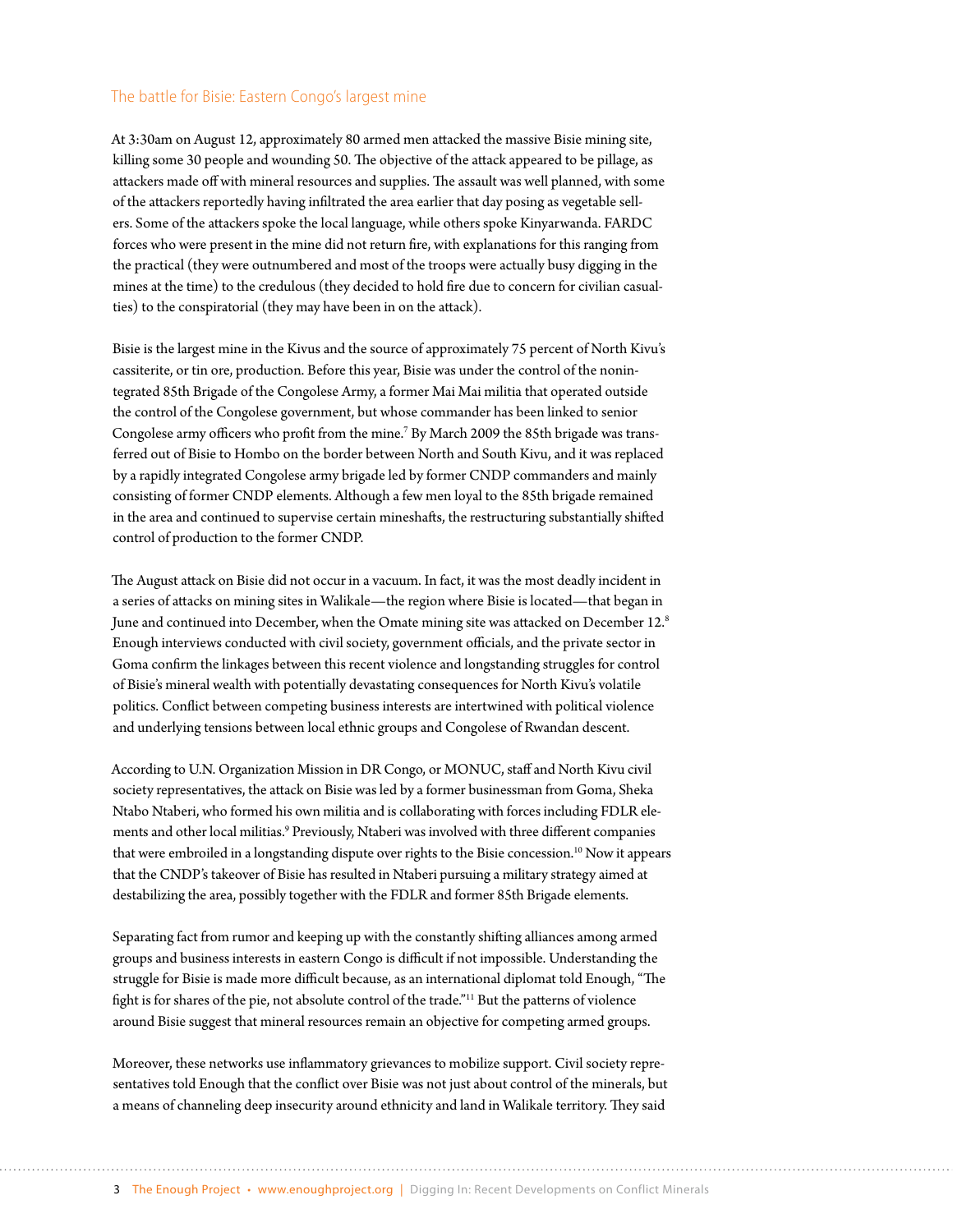## The battle for Bisie: Eastern Congo's largest mine

At 3:30am on August 12, approximately 80 armed men attacked the massive Bisie mining site, killing some 30 people and wounding 50. The objective of the attack appeared to be pillage, as attackers made off with mineral resources and supplies. The assault was well planned, with some of the attackers reportedly having infiltrated the area earlier that day posing as vegetable sellers. Some of the attackers spoke the local language, while others spoke Kinyarwanda. FARDC forces who were present in the mine did not return fire, with explanations for this ranging from the practical (they were outnumbered and most of the troops were actually busy digging in the mines at the time) to the credulous (they decided to hold fire due to concern for civilian casualties) to the conspiratorial (they may have been in on the attack).

Bisie is the largest mine in the Kivus and the source of approximately 75 percent of North Kivu's cassiterite, or tin ore, production. Before this year, Bisie was under the control of the nonintegrated 85th Brigade of the Congolese Army, a former Mai Mai militia that operated outside the control of the Congolese government, but whose commander has been linked to senior Congolese army officers who profit from the mine.[7] By March 2009 the 85th brigade was transferred out of Bisie to Hombo on the border between North and South Kivu, and it was replaced by a rapidly integrated Congolese army brigade led by former CNDP commanders and mainly consisting of former CNDP elements. Although a few men loyal to the 85th brigade remained in the area and continued to supervise certain mineshafts, the restructuring substantially shifted control of production to the former CNDP.

The August attack on Bisie did not occur in a vacuum. In fact, it was the most deadly incident in a series of attacks on mining sites in Walikale—the region where Bisie is located—that began in June and continued into December, when the Omate mining site was attacked on December 12.[8] Enough interviews conducted with civil society, government officials, and the private sector in Goma confirm the linkages between this recent violence and longstanding struggles for control of Bisie's mineral wealth with potentially devastating consequences for North Kivu's volatile politics. Conflict between competing business interests are intertwined with political violence and underlying tensions between local ethnic groups and Congolese of Rwandan descent.

According to U.N. Organization Mission in DR Congo, or MONUC, staff and North Kivu civil society representatives, the attack on Bisie was led by a former businessman from Goma, Sheka Ntabo Ntaberi, who formed his own militia and is collaborating with forces including FDLR elements and other local militias.[9] Previously, Ntaberi was involved with three different companies that were embroiled in a longstanding dispute over rights to the Bisie concession.[10] Now it appears that the CNDP's takeover of Bisie has resulted in Ntaberi pursuing a military strategy aimed at destabilizing the area, possibly together with the FDLR and former 85th Brigade elements.

Separating fact from rumor and keeping up with the constantly shifting alliances among armed groups and business interests in eastern Congo is difficult if not impossible. Understanding the struggle for Bisie is made more difficult because, as an international diplomat told Enough, "The fight is for shares of the pie, not absolute control of the trade."[11] But the patterns of violence around Bisie suggest that mineral resources remain an objective for competing armed groups.

Moreover, these networks use inflammatory grievances to mobilize support. Civil society representatives told Enough that the conflict over Bisie was not just about control of the minerals, but a means of channeling deep insecurity around ethnicity and land in Walikale territory. They said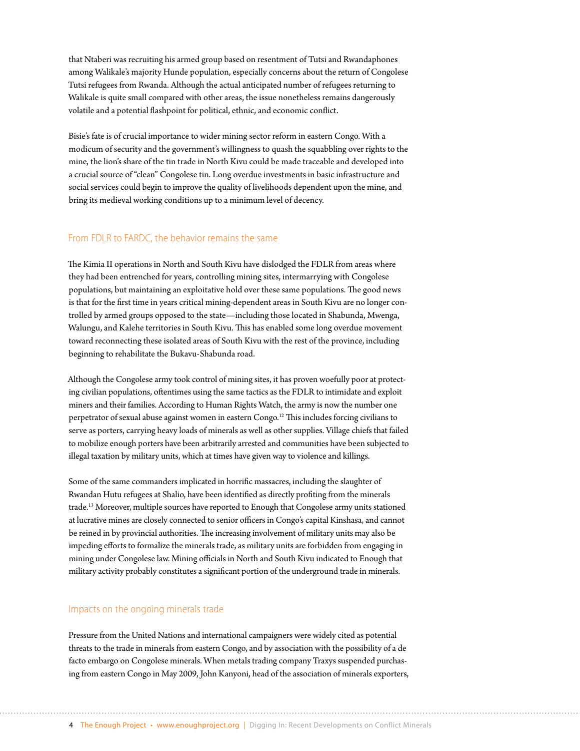that Ntaberi was recruiting his armed group based on resentment of Tutsi and Rwandaphones among Walikale's majority Hunde population, especially concerns about the return of Congolese Tutsi refugees from Rwanda. Although the actual anticipated number of refugees returning to Walikale is quite small compared with other areas, the issue nonetheless remains dangerously volatile and a potential flashpoint for political, ethnic, and economic conflict.

Bisie's fate is of crucial importance to wider mining sector reform in eastern Congo. With a modicum of security and the government's willingness to quash the squabbling over rights to the mine, the lion's share of the tin trade in North Kivu could be made traceable and developed into a crucial source of "clean" Congolese tin. Long overdue investments in basic infrastructure and social services could begin to improve the quality of livelihoods dependent upon the mine, and bring its medieval working conditions up to a minimum level of decency.

## From FDLR to FARDC, the behavior remains the same

The Kimia II operations in North and South Kivu have dislodged the FDLR from areas where they had been entrenched for years, controlling mining sites, intermarrying with Congolese populations, but maintaining an exploitative hold over these same populations. The good news is that for the first time in years critical mining-dependent areas in South Kivu are no longer controlled by armed groups opposed to the state—including those located in Shabunda, Mwenga, Walungu, and Kalehe territories in South Kivu. This has enabled some long overdue movement toward reconnecting these isolated areas of South Kivu with the rest of the province, including beginning to rehabilitate the Bukavu-Shabunda road.

Although the Congolese army took control of mining sites, it has proven woefully poor at protecting civilian populations, oftentimes using the same tactics as the FDLR to intimidate and exploit miners and their families. According to Human Rights Watch, the army is now the number one perpetrator of sexual abuse against women in eastern Congo.[12] This includes forcing civilians to serve as porters, carrying heavy loads of minerals as well as other supplies. Village chiefs that failed to mobilize enough porters have been arbitrarily arrested and communities have been subjected to illegal taxation by military units, which at times have given way to violence and killings.

Some of the same commanders implicated in horrific massacres, including the slaughter of Rwandan Hutu refugees at Shalio, have been identified as directly profiting from the minerals trade.[13] Moreover, multiple sources have reported to Enough that Congolese army units stationed at lucrative mines are closely connected to senior officers in Congo's capital Kinshasa, and cannot be reined in by provincial authorities. The increasing involvement of military units may also be impeding efforts to formalize the minerals trade, as military units are forbidden from engaging in mining under Congolese law. Mining officials in North and South Kivu indicated to Enough that military activity probably constitutes a significant portion of the underground trade in minerals.

## Impacts on the ongoing minerals trade

Pressure from the United Nations and international campaigners were widely cited as potential threats to the trade in minerals from eastern Congo, and by association with the possibility of a de facto embargo on Congolese minerals. When metals trading company Traxys suspended purchasing from eastern Congo in May 2009, John Kanyoni, head of the association of minerals exporters,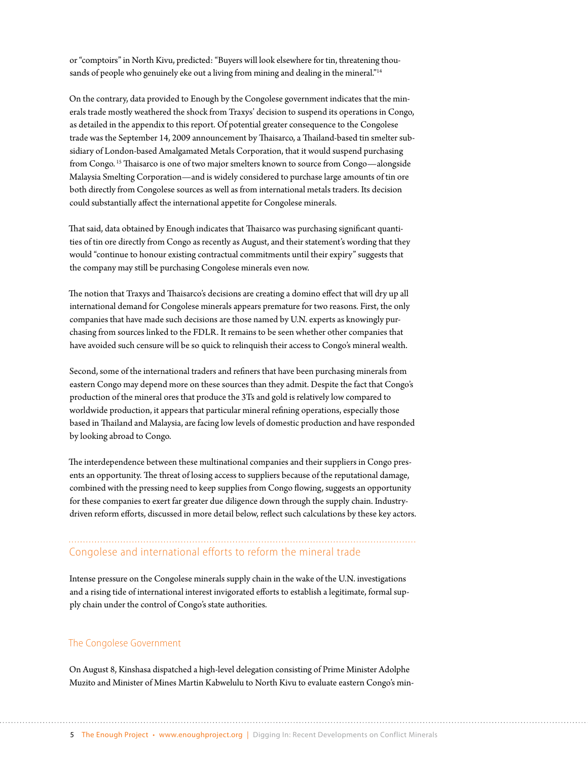or "comptoirs" in North Kivu, predicted: "Buyers will look elsewhere for tin, threatening thousands of people who genuinely eke out a living from mining and dealing in the mineral."[14]

On the contrary, data provided to Enough by the Congolese government indicates that the minerals trade mostly weathered the shock from Traxys' decision to suspend its operations in Congo, as detailed in the appendix to this report. Of potential greater consequence to the Congolese trade was the September 14, 2009 announcement by Thaisarco, a Thailand-based tin smelter subsidiary of London-based Amalgamated Metals Corporation, that it would suspend purchasing from Congo.[15] Thaisarco is one of two major smelters known to source from Congo—alongside Malaysia Smelting Corporation—and is widely considered to purchase large amounts of tin ore both directly from Congolese sources as well as from international metals traders. Its decision could substantially affect the international appetite for Congolese minerals.

That said, data obtained by Enough indicates that Thaisarco was purchasing significant quantities of tin ore directly from Congo as recently as August, and their statement's wording that they would "continue to honour existing contractual commitments until their expiry" suggests that the company may still be purchasing Congolese minerals even now.

The notion that Traxys and Thaisarco's decisions are creating a domino effect that will dry up all international demand for Congolese minerals appears premature for two reasons. First, the only companies that have made such decisions are those named by U.N. experts as knowingly purchasing from sources linked to the FDLR. It remains to be seen whether other companies that have avoided such censure will be so quick to relinquish their access to Congo's mineral wealth.

Second, some of the international traders and refiners that have been purchasing minerals from eastern Congo may depend more on these sources than they admit. Despite the fact that Congo's production of the mineral ores that produce the 3Ts and gold is relatively low compared to worldwide production, it appears that particular mineral refining operations, especially those based in Thailand and Malaysia, are facing low levels of domestic production and have responded by looking abroad to Congo.

The interdependence between these multinational companies and their suppliers in Congo presents an opportunity. The threat of losing access to suppliers because of the reputational damage, combined with the pressing need to keep supplies from Congo flowing, suggests an opportunity for these companies to exert far greater due diligence down through the supply chain. Industry-driven reform efforts, discussed in more detail below, reflect such calculations by these key actors.

## Congolese and international efforts to reform the mineral trade

Intense pressure on the Congolese minerals supply chain in the wake of the U.N. investigations and a rising tide of international interest invigorated efforts to establish a legitimate, formal supply chain under the control of Congo's state authorities.

### The Congolese Government

On August 8, Kinshasa dispatched a high-level delegation consisting of Prime Minister Adolphe Muzito and Minister of Mines Martin Kabwelulu to North Kivu to evaluate eastern Congo's min-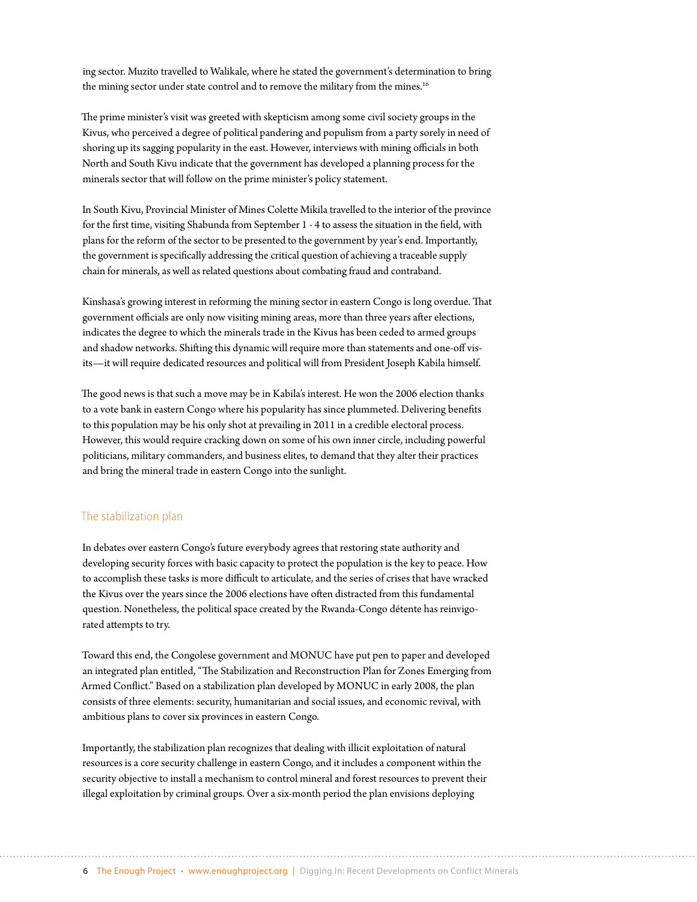ing sector. Muzito travelled to Walikale, where he stated the government's determination to bring the mining sector under state control and to remove the military from the mines.[16]

The prime minister's visit was greeted with skepticism among some civil society groups in the Kivus, who perceived a degree of political pandering and populism from a party sorely in need of shoring up its sagging popularity in the east. However, interviews with mining officials in both North and South Kivu indicate that the government has developed a planning process for the minerals sector that will follow on the prime minister's policy statement.

In South Kivu, Provincial Minister of Mines Colette Mikila travelled to the interior of the province for the first time, visiting Shabunda from September 1 - 4 to assess the situation in the field, with plans for the reform of the sector to be presented to the government by year's end. Importantly, the government is specifically addressing the critical question of achieving a traceable supply chain for minerals, as well as related questions about combating fraud and contraband.

Kinshasa's growing interest in reforming the mining sector in eastern Congo is long overdue. That government officials are only now visiting mining areas, more than three years after elections, indicates the degree to which the minerals trade in the Kivus has been ceded to armed groups and shadow networks. Shifting this dynamic will require more than statements and one-off visits—it will require dedicated resources and political will from President Joseph Kabila himself.

The good news is that such a move may be in Kabila's interest. He won the 2006 election thanks to a vote bank in eastern Congo where his popularity has since plummeted. Delivering benefits to this population may be his only shot at prevailing in 2011 in a credible electoral process. However, this would require cracking down on some of his own inner circle, including powerful politicians, military commanders, and business elites, to demand that they alter their practices and bring the mineral trade in eastern Congo into the sunlight.

## The stabilization plan

In debates over eastern Congo's future everybody agrees that restoring state authority and developing security forces with basic capacity to protect the population is the key to peace. How to accomplish these tasks is more difficult to articulate, and the series of crises that have wracked the Kivus over the years since the 2006 elections have often distracted from this fundamental question. Nonetheless, the political space created by the Rwanda-Congo détente has reinvigorated attempts to try.

Toward this end, the Congolese government and MONUC have put pen to paper and developed an integrated plan entitled, "The Stabilization and Reconstruction Plan for Zones Emerging from Armed Conflict." Based on a stabilization plan developed by MONUC in early 2008, the plan consists of three elements: security, humanitarian and social issues, and economic revival, with ambitious plans to cover six provinces in eastern Congo.

Importantly, the stabilization plan recognizes that dealing with illicit exploitation of natural resources is a core security challenge in eastern Congo, and it includes a component within the security objective to install a mechanism to control mineral and forest resources to prevent their illegal exploitation by criminal groups. Over a six-month period the plan envisions deploying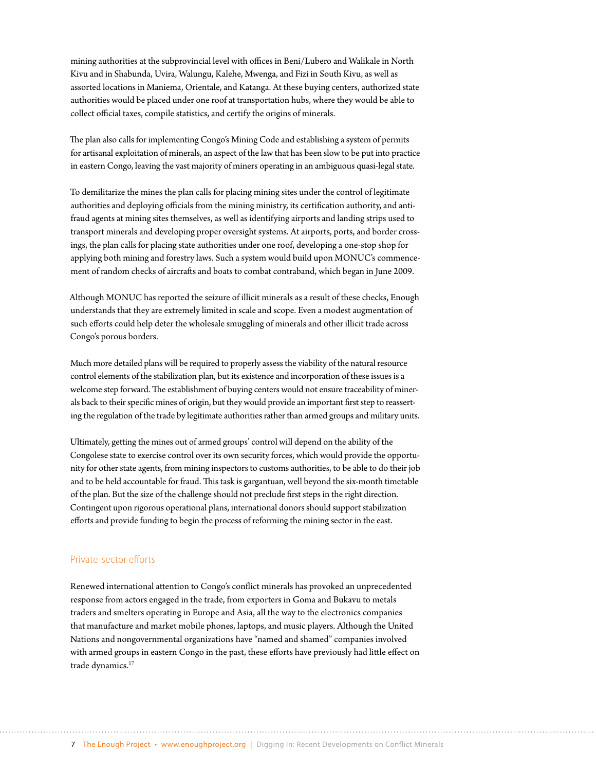mining authorities at the subprovincial level with offices in Beni/Lubero and Walikale in North Kivu and in Shabunda, Uvira, Walungu, Kalehe, Mwenga, and Fizi in South Kivu, as well as assorted locations in Maniema, Orientale, and Katanga. At these buying centers, authorized state authorities would be placed under one roof at transportation hubs, where they would be able to collect official taxes, compile statistics, and certify the origins of minerals.

The plan also calls for implementing Congo's Mining Code and establishing a system of permits for artisanal exploitation of minerals, an aspect of the law that has been slow to be put into practice in eastern Congo, leaving the vast majority of miners operating in an ambiguous quasi-legal state.

To demilitarize the mines the plan calls for placing mining sites under the control of legitimate authorities and deploying officials from the mining ministry, its certification authority, and anti-fraud agents at mining sites themselves, as well as identifying airports and landing strips used to transport minerals and developing proper oversight systems. At airports, ports, and border crossings, the plan calls for placing state authorities under one roof, developing a one-stop shop for applying both mining and forestry laws. Such a system would build upon MONUC's commencement of random checks of aircrafts and boats to combat contraband, which began in June 2009.

Although MONUC has reported the seizure of illicit minerals as a result of these checks, Enough understands that they are extremely limited in scale and scope. Even a modest augmentation of such efforts could help deter the wholesale smuggling of minerals and other illicit trade across Congo's porous borders.

Much more detailed plans will be required to properly assess the viability of the natural resource control elements of the stabilization plan, but its existence and incorporation of these issues is a welcome step forward. The establishment of buying centers would not ensure traceability of minerals back to their specific mines of origin, but they would provide an important first step to reasserting the regulation of the trade by legitimate authorities rather than armed groups and military units.

Ultimately, getting the mines out of armed groups' control will depend on the ability of the Congolese state to exercise control over its own security forces, which would provide the opportunity for other state agents, from mining inspectors to customs authorities, to be able to do their job and to be held accountable for fraud. This task is gargantuan, well beyond the six-month timetable of the plan. But the size of the challenge should not preclude first steps in the right direction. Contingent upon rigorous operational plans, international donors should support stabilization efforts and provide funding to begin the process of reforming the mining sector in the east.

## Private-sector efforts

Renewed international attention to Congo's conflict minerals has provoked an unprecedented response from actors engaged in the trade, from exporters in Goma and Bukavu to metals traders and smelters operating in Europe and Asia, all the way to the electronics companies that manufacture and market mobile phones, laptops, and music players. Although the United Nations and nongovernmental organizations have "named and shamed" companies involved with armed groups in eastern Congo in the past, these efforts have previously had little effect on trade dynamics.[17]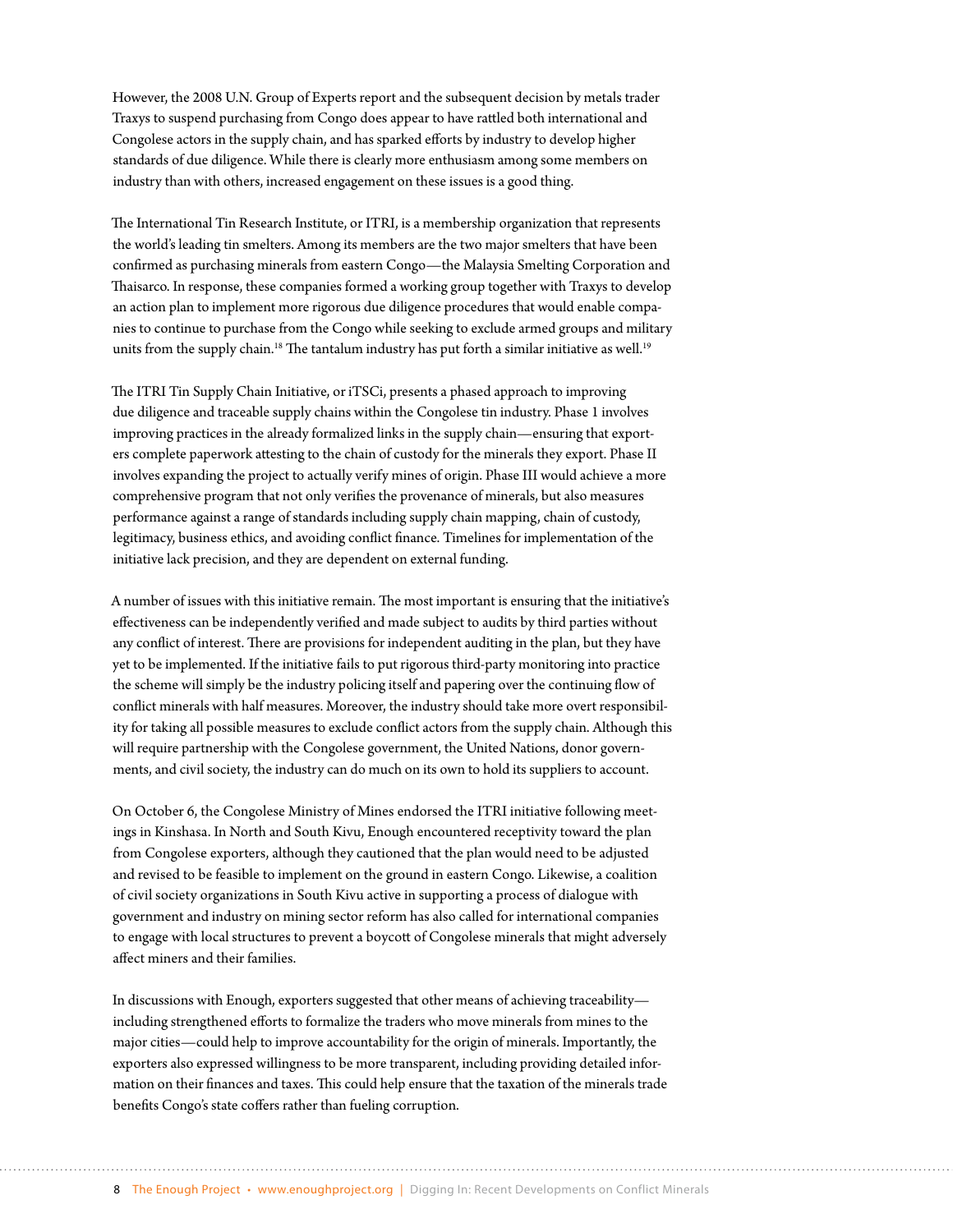However, the 2008 U.N. Group of Experts report and the subsequent decision by metals trader Traxys to suspend purchasing from Congo does appear to have rattled both international and Congolese actors in the supply chain, and has sparked efforts by industry to develop higher standards of due diligence. While there is clearly more enthusiasm among some members on industry than with others, increased engagement on these issues is a good thing.

The International Tin Research Institute, or ITRI, is a membership organization that represents the world's leading tin smelters. Among its members are the two major smelters that have been confirmed as purchasing minerals from eastern Congo—the Malaysia Smelting Corporation and Thaisarco. In response, these companies formed a working group together with Traxys to develop an action plan to implement more rigorous due diligence procedures that would enable companies to continue to purchase from the Congo while seeking to exclude armed groups and military units from the supply chain.[18] The tantalum industry has put forth a similar initiative as well.[19]

The ITRI Tin Supply Chain Initiative, or iTSCi, presents a phased approach to improving due diligence and traceable supply chains within the Congolese tin industry. Phase 1 involves improving practices in the already formalized links in the supply chain—ensuring that exporters complete paperwork attesting to the chain of custody for the minerals they export. Phase II involves expanding the project to actually verify mines of origin. Phase III would achieve a more comprehensive program that not only verifies the provenance of minerals, but also measures performance against a range of standards including supply chain mapping, chain of custody, legitimacy, business ethics, and avoiding conflict finance. Timelines for implementation of the initiative lack precision, and they are dependent on external funding.

A number of issues with this initiative remain. The most important is ensuring that the initiative's effectiveness can be independently verified and made subject to audits by third parties without any conflict of interest. There are provisions for independent auditing in the plan, but they have yet to be implemented. If the initiative fails to put rigorous third-party monitoring into practice the scheme will simply be the industry policing itself and papering over the continuing flow of conflict minerals with half measures. Moreover, the industry should take more overt responsibility for taking all possible measures to exclude conflict actors from the supply chain. Although this will require partnership with the Congolese government, the United Nations, donor governments, and civil society, the industry can do much on its own to hold its suppliers to account.

On October 6, the Congolese Ministry of Mines endorsed the ITRI initiative following meetings in Kinshasa. In North and South Kivu, Enough encountered receptivity toward the plan from Congolese exporters, although they cautioned that the plan would need to be adjusted and revised to be feasible to implement on the ground in eastern Congo. Likewise, a coalition of civil society organizations in South Kivu active in supporting a process of dialogue with government and industry on mining sector reform has also called for international companies to engage with local structures to prevent a boycott of Congolese minerals that might adversely affect miners and their families.

In discussions with Enough, exporters suggested that other means of achieving traceability—including strengthened efforts to formalize the traders who move minerals from mines to the major cities—could help to improve accountability for the origin of minerals. Importantly, the exporters also expressed willingness to be more transparent, including providing detailed information on their finances and taxes. This could help ensure that the taxation of the minerals trade benefits Congo's state coffers rather than fueling corruption.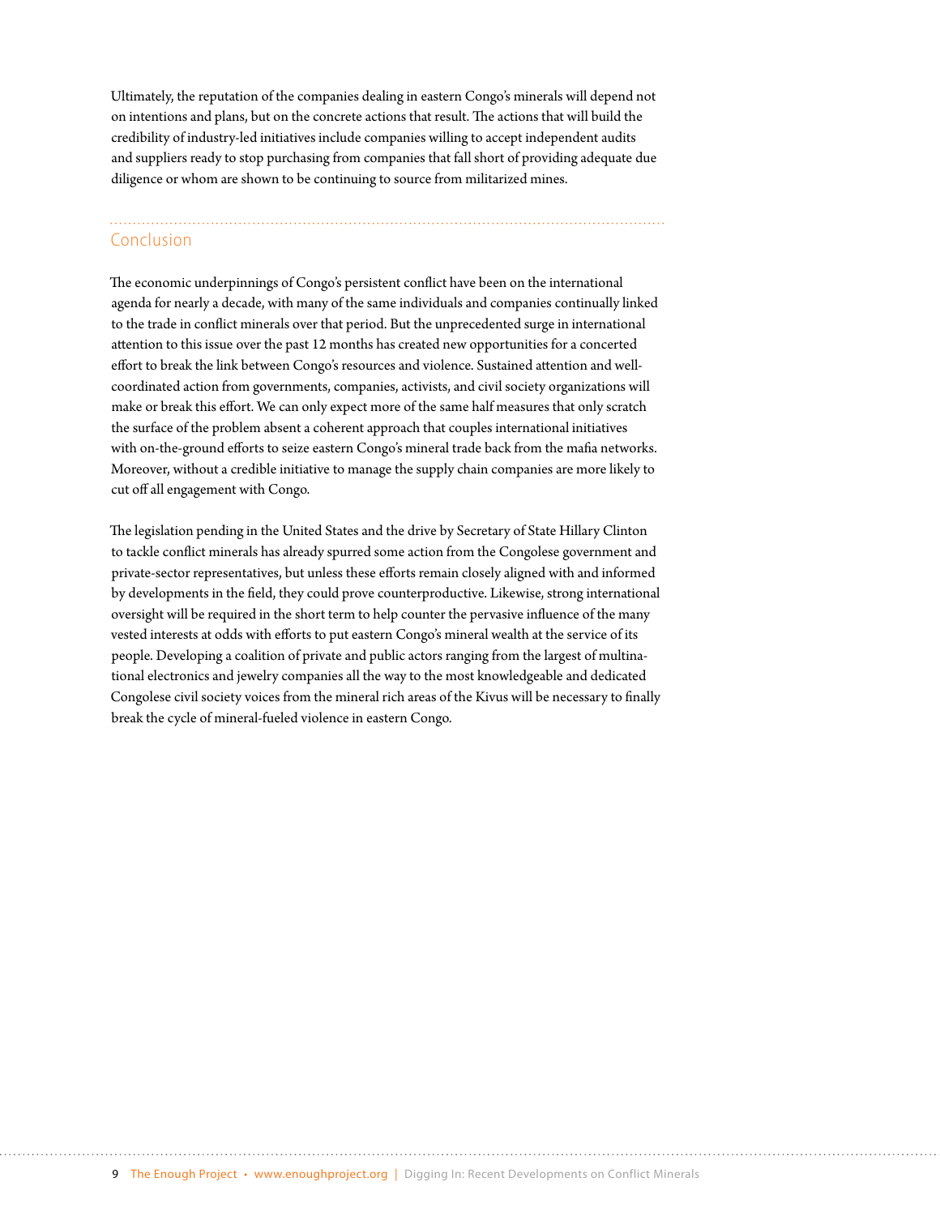Ultimately, the reputation of the companies dealing in eastern Congo's minerals will depend not on intentions and plans, but on the concrete actions that result. The actions that will build the credibility of industry-led initiatives include companies willing to accept independent audits and suppliers ready to stop purchasing from companies that fall short of providing adequate due diligence or whom are shown to be continuing to source from militarized mines.

## Conclusion

The economic underpinnings of Congo's persistent conflict have been on the international agenda for nearly a decade, with many of the same individuals and companies continually linked to the trade in conflict minerals over that period. But the unprecedented surge in international attention to this issue over the past 12 months has created new opportunities for a concerted effort to break the link between Congo's resources and violence. Sustained attention and well-coordinated action from governments, companies, activists, and civil society organizations will make or break this effort. We can only expect more of the same half measures that only scratch the surface of the problem absent a coherent approach that couples international initiatives with on-the-ground efforts to seize eastern Congo's mineral trade back from the mafia networks. Moreover, without a credible initiative to manage the supply chain companies are more likely to cut off all engagement with Congo.

The legislation pending in the United States and the drive by Secretary of State Hillary Clinton to tackle conflict minerals has already spurred some action from the Congolese government and private-sector representatives, but unless these efforts remain closely aligned with and informed by developments in the field, they could prove counterproductive. Likewise, strong international oversight will be required in the short term to help counter the pervasive influence of the many vested interests at odds with efforts to put eastern Congo's mineral wealth at the service of its people. Developing a coalition of private and public actors ranging from the largest of multinational electronics and jewelry companies all the way to the most knowledgeable and dedicated Congolese civil society voices from the mineral rich areas of the Kivus will be necessary to finally break the cycle of mineral-fueled violence in eastern Congo.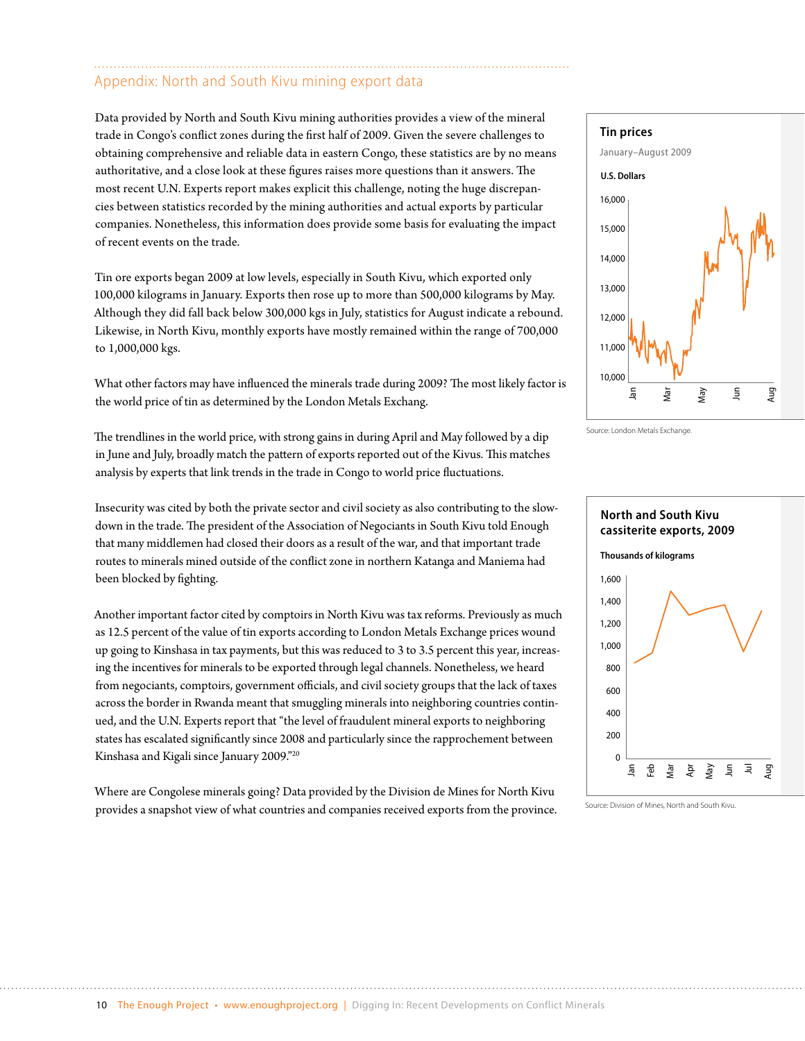## Appendix: North and South Kivu mining export data

Data provided by North and South Kivu mining authorities provides a view of the mineral trade in Congo's conflict zones during the first half of 2009. Given the severe challenges to obtaining comprehensive and reliable data in eastern Congo, these statistics are by no means authoritative, and a close look at these figures raises more questions than it answers. The most recent U.N. Experts report makes explicit this challenge, noting the huge discrepancies between statistics recorded by the mining authorities and actual exports by particular companies. Nonetheless, this information does provide some basis for evaluating the impact of recent events on the trade.

Tin ore exports began 2009 at low levels, especially in South Kivu, which exported only 100,000 kilograms in January. Exports then rose up to more than 500,000 kilograms by May. Although they did fall back below 300,000 kgs in July, statistics for August indicate a rebound. Likewise, in North Kivu, monthly exports have mostly remained within the range of 700,000 to 1,000,000 kgs.

What other factors may have influenced the minerals trade during 2009? The most likely factor is the world price of tin as determined by the London Metals Exchang.

The trendlines in the world price, with strong gains in during April and May followed by a dip in June and July, broadly match the pattern of exports reported out of the Kivus. This matches analysis by experts that link trends in the trade in Congo to world price fluctuations.

Insecurity was cited by both the private sector and civil society as also contributing to the slowdown in the trade. The president of the Association of Negociants in South Kivu told Enough that many middlemen had closed their doors as a result of the war, and that important trade routes to minerals mined outside of the conflict zone in northern Katanga and Maniema had been blocked by fighting.

Another important factor cited by comptoirs in North Kivu was tax reforms. Previously as much as 12.5 percent of the value of tin exports according to London Metals Exchange prices wound up going to Kinshasa in tax payments, but this was reduced to 3 to 3.5 percent this year, increasing the incentives for minerals to be exported through legal channels. Nonetheless, we heard from negociants, comptoirs, government officials, and civil society groups that the lack of taxes across the border in Rwanda meant that smuggling minerals into neighboring countries continued, and the U.N. Experts report that "the level of fraudulent mineral exports to neighboring states has escalated significantly since 2008 and particularly since the rapprochement between Kinshasa and Kigali since January 2009."[20]

Where are Congolese minerals going? Data provided by the Division de Mines for North Kivu provides a snapshot view of what countries and companies received exports from the province.

**Tin prices**

January–August 2009

U.S. Dollars

Source: London Metals Exchange.

**North and South Kivu cassiterite exports, 2009**

Thousands of kilograms

Source: Division of Mines, North and South Kivu.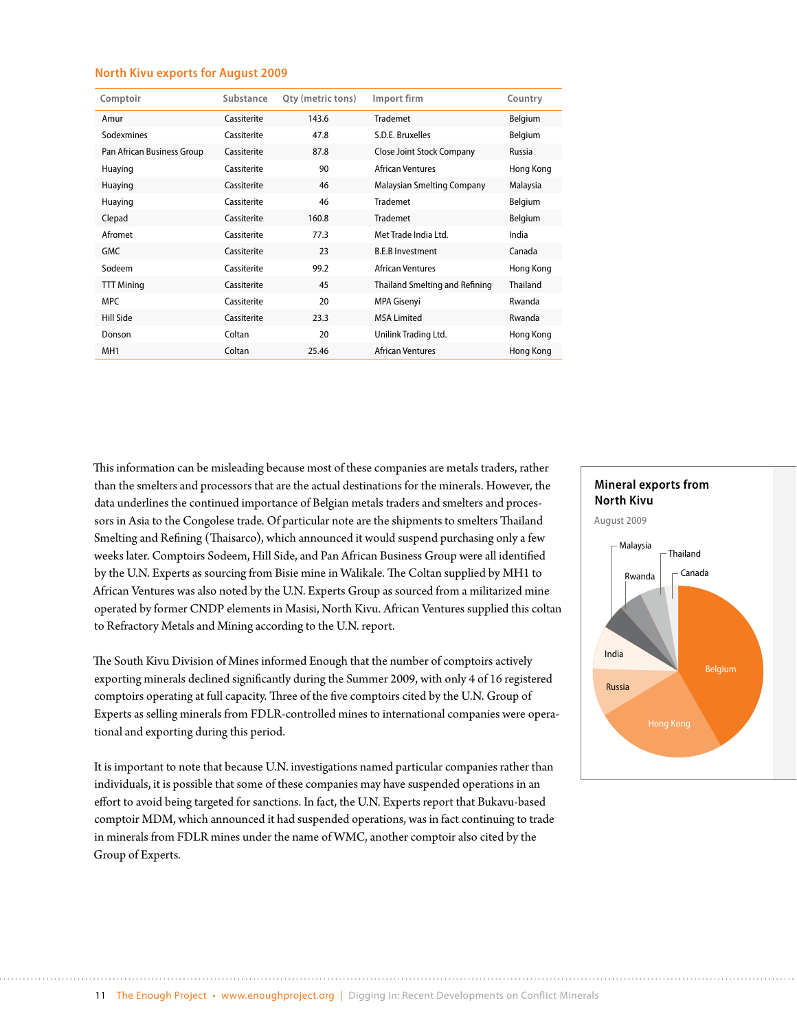### North Kivu exports for August 2009

| Comptoir | Substance | Qty (metric tons) | Import firm | Country |
|---|---|---|---|---|
| Amur | Cassiterite | 143.6 | Trademet | Belgium |
| Sodexmines | Cassiterite | 47.8 | S.D.E. Bruxelles | Belgium |
| Pan African Business Group | Cassiterite | 87.8 | Close Joint Stock Company | Russia |
| Huaying | Cassiterite | 90 | African Ventures | Hong Kong |
| Huaying | Cassiterite | 46 | Malaysian Smelting Company | Malaysia |
| Huaying | Cassiterite | 46 | Trademet | Belgium |
| Clepad | Cassiterite | 160.8 | Trademet | Belgium |
| Afromet | Cassiterite | 77.3 | Met Trade India Ltd. | India |
| GMC | Cassiterite | 23 | B.E.B Investment | Canada |
| Sodeem | Cassiterite | 99.2 | African Ventures | Hong Kong |
| TTT Mining | Cassiterite | 45 | Thailand Smelting and Refining | Thailand |
| MPC | Cassiterite | 20 | MPA Gisenyi | Rwanda |
| Hill Side | Cassiterite | 23.3 | MSA Limited | Rwanda |
| Donson | Coltan | 20 | Unilink Trading Ltd. | Hong Kong |
| MH1 | Coltan | 25.46 | African Ventures | Hong Kong |

This information can be misleading because most of these companies are metals traders, rather than the smelters and processors that are the actual destinations for the minerals. However, the data underlines the continued importance of Belgian metals traders and smelters and processors in Asia to the Congolese trade. Of particular note are the shipments to smelters Thailand Smelting and Refining (Thaisarco), which announced it would suspend purchasing only a few weeks later. Comptoirs Sodeem, Hill Side, and Pan African Business Group were all identified by the U.N. Experts as sourcing from Bisie mine in Walikale. The Coltan supplied by MH1 to African Ventures was also noted by the U.N. Experts Group as sourced from a militarized mine operated by former CNDP elements in Masisi, North Kivu. African Ventures supplied this coltan to Refractory Metals and Mining according to the U.N. report.

The South Kivu Division of Mines informed Enough that the number of comptoirs actively exporting minerals declined significantly during the Summer 2009, with only 4 of 16 registered comptoirs operating at full capacity. Three of the five comptoirs cited by the U.N. Group of Experts as selling minerals from FDLR-controlled mines to international companies were operational and exporting during this period.

It is important to note that because U.N. investigations named particular companies rather than individuals, it is possible that some of these companies may have suspended operations in an effort to avoid being targeted for sanctions. In fact, the U.N. Experts report that Bukavu-based comptoir MDM, which announced it had suspended operations, was in fact continuing to trade in minerals from FDLR mines under the name of WMC, another comptoir also cited by the Group of Experts.

**Mineral exports from North Kivu**

August 2009

Belgium, Hong Kong, Russia, India, Malaysia, Rwanda, Thailand, Canada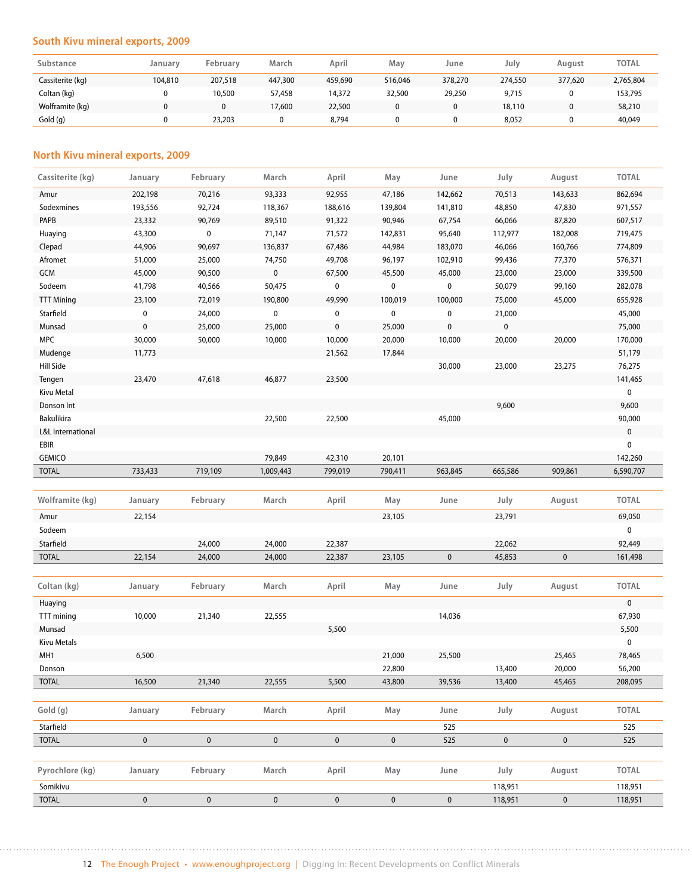## South Kivu mineral exports, 2009

| Substance | January | February | March | April | May | June | July | August | TOTAL |
|---|---|---|---|---|---|---|---|---|---|
| Cassiterite (kg) | 104,810 | 207,518 | 447,300 | 459,690 | 516,046 | 378,270 | 274,550 | 377,620 | 2,765,804 |
| Coltan (kg) | 0 | 10,500 | 57,458 | 14,372 | 32,500 | 29,250 | 9,715 | 0 | 153,795 |
| Wolframite (kg) | 0 | 0 | 17,600 | 22,500 | 0 | 0 | 18,110 | 0 | 58,210 |
| Gold (g) | 0 | 23,203 | 0 | 8,794 | 0 | 0 | 8,052 | 0 | 40,049 |

## North Kivu mineral exports, 2009

| Cassiterite (kg) | January | February | March | April | May | June | July | August | TOTAL |
|---|---|---|---|---|---|---|---|---|---|
| Amur | 202,198 | 70,216 | 93,333 | 92,955 | 47,186 | 142,662 | 70,513 | 143,633 | 862,694 |
| Sodexmines | 193,556 | 92,724 | 118,367 | 188,616 | 139,804 | 141,810 | 48,850 | 47,830 | 971,557 |
| PAPB | 23,332 | 90,769 | 89,510 | 91,322 | 90,946 | 67,754 | 66,066 | 87,820 | 607,517 |
| Huaying | 43,300 | 0 | 71,147 | 71,572 | 142,831 | 95,640 | 112,977 | 182,008 | 719,475 |
| Clepad | 44,906 | 90,697 | 136,837 | 67,486 | 44,984 | 183,070 | 46,066 | 160,766 | 774,809 |
| Afromet | 51,000 | 25,000 | 74,750 | 49,708 | 96,197 | 102,910 | 99,436 | 77,370 | 576,371 |
| GCM | 45,000 | 90,500 | 0 | 67,500 | 45,500 | 45,000 | 23,000 | 23,000 | 339,500 |
| Sodeem | 41,798 | 40,566 | 50,475 | 0 | 0 | 0 | 50,079 | 99,160 | 282,078 |
| TTT Mining | 23,100 | 72,019 | 190,800 | 49,990 | 100,019 | 100,000 | 75,000 | 45,000 | 655,928 |
| Starfield | 0 | 24,000 | 0 | 0 | 0 | 0 | 21,000 | | 45,000 |
| Munsad | 0 | 25,000 | 25,000 | 0 | 25,000 | 0 | 0 | | 75,000 |
| MPC | 30,000 | 50,000 | 10,000 | 10,000 | 20,000 | 10,000 | 20,000 | 20,000 | 170,000 |
| Mudenge | 11,773 | | | 21,562 | 17,844 | | | | 51,179 |
| Hill Side | | | | | | 30,000 | 23,000 | 23,275 | 76,275 |
| Tengen | 23,470 | 47,618 | 46,877 | 23,500 | | | | | 141,465 |
| Kivu Metal | | | | | | | | | 0 |
| Donson Int | | | | | | | 9,600 | | 9,600 |
| Bakulikira | | | 22,500 | 22,500 | | 45,000 | | | 90,000 |
| L&L International | | | | | | | | | 0 |
| EBIR | | | | | | | | | 0 |
| GEMICO | | | 79,849 | 42,310 | 20,101 | | | | 142,260 |
| TOTAL | 733,433 | 719,109 | 1,009,443 | 799,019 | 790,411 | 963,845 | 665,586 | 909,861 | 6,590,707 |

| Wolframite (kg) | January | February | March | April | May | June | July | August | TOTAL |
|---|---|---|---|---|---|---|---|---|---|
| Amur | 22,154 | | | | 23,105 | | 23,791 | | 69,050 |
| Sodeem | | | | | | | | | 0 |
| Starfield | | 24,000 | 24,000 | 22,387 | | | 22,062 | | 92,449 |
| TOTAL | 22,154 | 24,000 | 24,000 | 22,387 | 23,105 | 0 | 45,853 | 0 | 161,498 |

| Coltan (kg) | January | February | March | April | May | June | July | August | TOTAL |
|---|---|---|---|---|---|---|---|---|---|
| Huaying | | | | | | | | | 0 |
| TTT mining | 10,000 | 21,340 | 22,555 | | | 14,036 | | | 67,930 |
| Munsad | | | | 5,500 | | | | | 5,500 |
| Kivu Metals | | | | | | | | | 0 |
| MH1 | 6,500 | | | | 21,000 | 25,500 | | 25,465 | 78,465 |
| Donson | | | | | 22,800 | | 13,400 | 20,000 | 56,200 |
| TOTAL | 16,500 | 21,340 | 22,555 | 5,500 | 43,800 | 39,536 | 13,400 | 45,465 | 208,095 |

| Gold (g) | January | February | March | April | May | June | July | August | TOTAL |
|---|---|---|---|---|---|---|---|---|---|
| Starfield | | | | | | 525 | | | 525 |
| TOTAL | 0 | 0 | 0 | 0 | 0 | 525 | 0 | 0 | 525 |

| Pyrochlore (kg) | January | February | March | April | May | June | July | August | TOTAL |
|---|---|---|---|---|---|---|---|---|---|
| Somikivu | | | | | | | 118,951 | | 118,951 |
| TOTAL | 0 | 0 | 0 | 0 | 0 | 0 | 118,951 | 0 | 118,951 |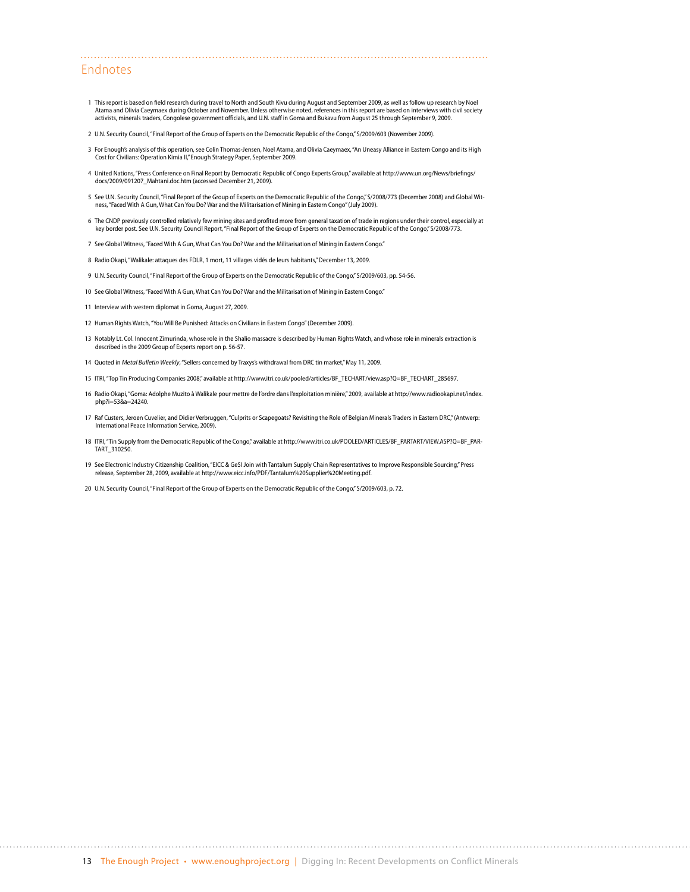## Endnotes

1 This report is based on field research during travel to North and South Kivu during August and September 2009, as well as follow up research by Noel Atama and Olivia Caeymaex during October and November. Unless otherwise noted, references in this report are based on interviews with civil society activists, minerals traders, Congolese government officials, and U.N. staff in Goma and Bukavu from August 25 through September 9, 2009.

2 U.N. Security Council, "Final Report of the Group of Experts on the Democratic Republic of the Congo," S/2009/603 (November 2009).

3 For Enough's analysis of this operation, see Colin Thomas-Jensen, Noel Atama, and Olivia Caeymaex, "An Uneasy Alliance in Eastern Congo and its High Cost for Civilians: Operation Kimia II," Enough Strategy Paper, September 2009.

4 United Nations, "Press Conference on Final Report by Democratic Republic of Congo Experts Group," available at http://www.un.org/News/briefings/docs/2009/091207_Mahtani.doc.htm (accessed December 21, 2009).

5 See U.N. Security Council, "Final Report of the Group of Experts on the Democratic Republic of the Congo," S/2008/773 (December 2008) and Global Witness, "Faced With A Gun, What Can You Do? War and the Militarisation of Mining in Eastern Congo" (July 2009).

6 The CNDP previously controlled relatively few mining sites and profited more from general taxation of trade in regions under their control, especially at key border post. See U.N. Security Council Report, "Final Report of the Group of Experts on the Democratic Republic of the Congo," S/2008/773.

7 See Global Witness, "Faced With A Gun, What Can You Do? War and the Militarisation of Mining in Eastern Congo."

8 Radio Okapi, "Walikale: attaques des FDLR, 1 mort, 11 villages vidés de leurs habitants," December 13, 2009.

9 U.N. Security Council, "Final Report of the Group of Experts on the Democratic Republic of the Congo," S/2009/603, pp. 54-56.

10 See Global Witness, "Faced With A Gun, What Can You Do? War and the Militarisation of Mining in Eastern Congo."

11 Interview with western diplomat in Goma, August 27, 2009.

12 Human Rights Watch, "You Will Be Punished: Attacks on Civilians in Eastern Congo" (December 2009).

13 Notably Lt. Col. Innocent Zimurinda, whose role in the Shalio massacre is described by Human Rights Watch, and whose role in minerals extraction is described in the 2009 Group of Experts report on p. 56-57.

14 Quoted in *Metal Bulletin Weekly*, "Sellers concerned by Traxys's withdrawal from DRC tin market," May 11, 2009.

15 ITRI, "Top Tin Producing Companies 2008," available at http://www.itri.co.uk/pooled/articles/BF_TECHART/view.asp?Q=BF_TECHART_285697.

16 Radio Okapi, "Goma: Adolphe Muzito à Walikale pour mettre de l'ordre dans l'exploitation minière," 2009, available at http://www.radiookapi.net/index.php?i=53&a=24240.

17 Raf Custers, Jeroen Cuvelier, and Didier Verbruggen, "Culprits or Scapegoats? Revisiting the Role of Belgian Minerals Traders in Eastern DRC," (Antwerp: International Peace Information Service, 2009).

18 ITRI, "Tin Supply from the Democratic Republic of the Congo," available at http://www.itri.co.uk/POOLED/ARTICLES/BF_PARTART/VIEW.ASP?Q=BF_PARTART_310250.

19 See Electronic Industry Citizenship Coalition, "EICC & GeSI Join with Tantalum Supply Chain Representatives to Improve Responsible Sourcing," Press release, September 28, 2009, available at http://www.eicc.info/PDF/Tantalum%20Supplier%20Meeting.pdf.

20 U.N. Security Council, "Final Report of the Group of Experts on the Democratic Republic of the Congo," S/2009/603, p. 72.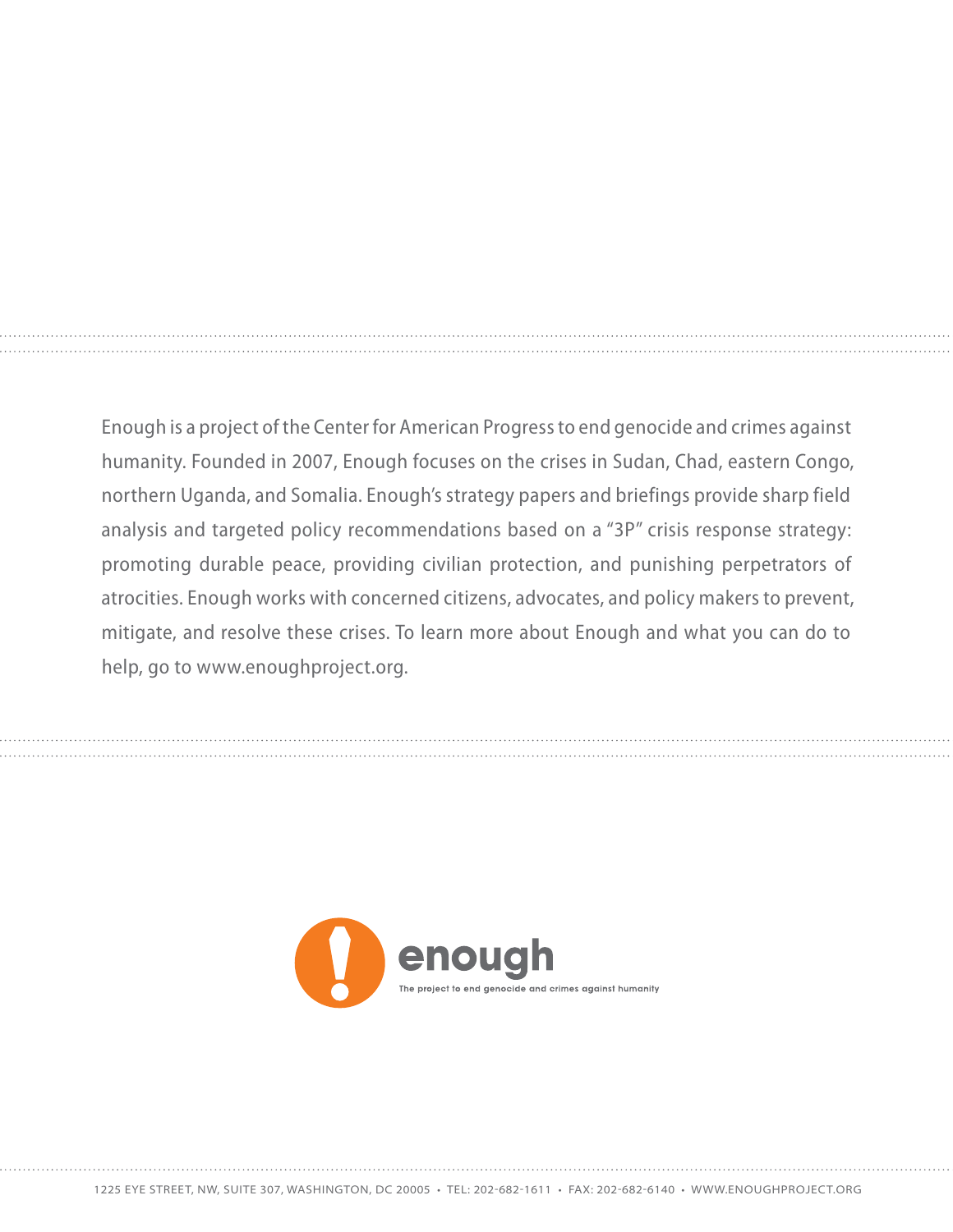Enough is a project of the Center for American Progress to end genocide and crimes against humanity. Founded in 2007, Enough focuses on the crises in Sudan, Chad, eastern Congo, northern Uganda, and Somalia. Enough's strategy papers and briefings provide sharp field analysis and targeted policy recommendations based on a "3P" crisis response strategy: promoting durable peace, providing civilian protection, and punishing perpetrators of atrocities. Enough works with concerned citizens, advocates, and policy makers to prevent, mitigate, and resolve these crises. To learn more about Enough and what you can do to help, go to www.enoughproject.org.

enough

The project to end genocide and crimes against humanity

1225 EYE STREET, NW, SUITE 307, WASHINGTON, DC 20005 • TEL: 202-682-1611 • FAX: 202-682-6140 • WWW.ENOUGHPROJECT.ORG